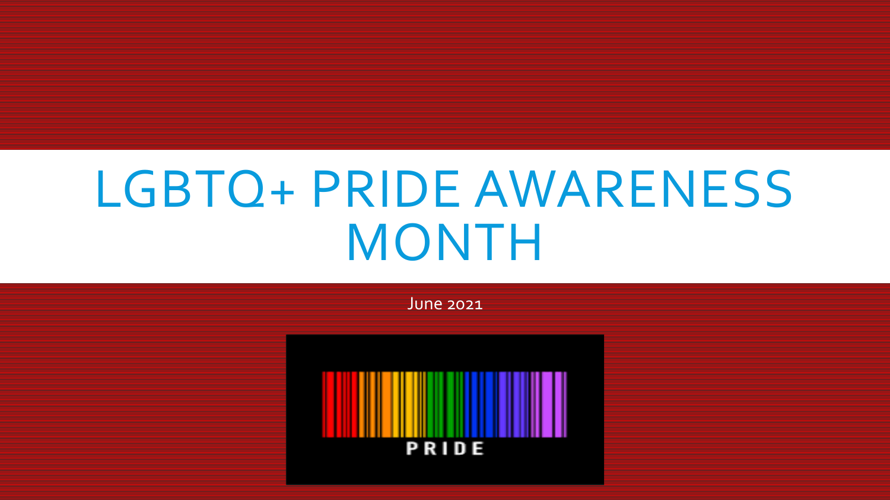# LGBTQ+ PRIDE AWARENESS MONTH

June 2021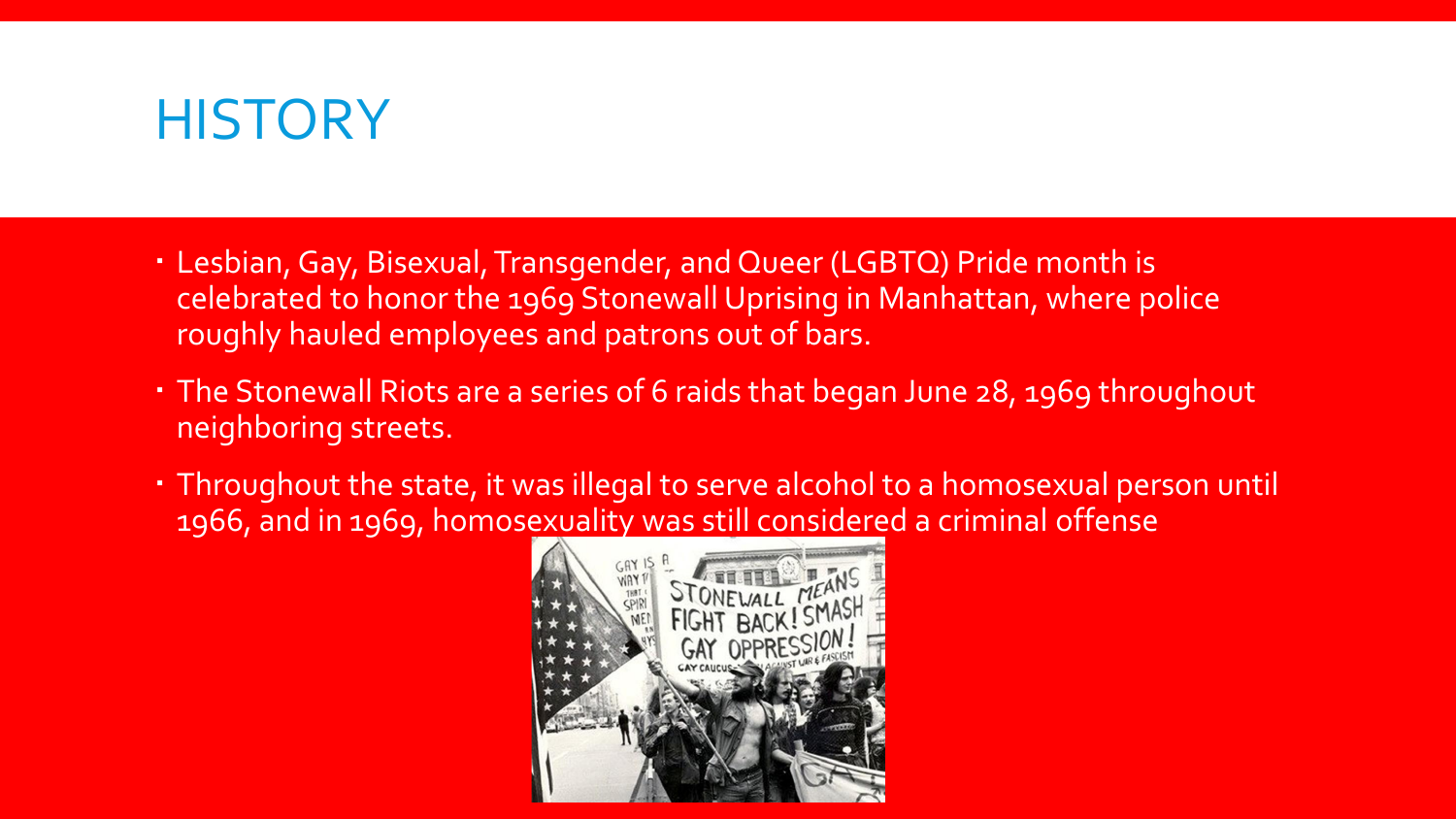# HISTORY

- Lesbian, Gay, Bisexual, Transgender, and Queer (LGBTQ) Pride month is celebrated to honor the 1969 Stonewall Uprising in Manhattan, where police roughly hauled employees and patrons out of bars.
- The Stonewall Riots are a series of 6 raids that began June 28, 1969 throughout neighboring streets.
- Throughout the state, it was illegal to serve alcohol to a homosexual person until 1966, and in 1969, homosexuality was still considered a criminal offense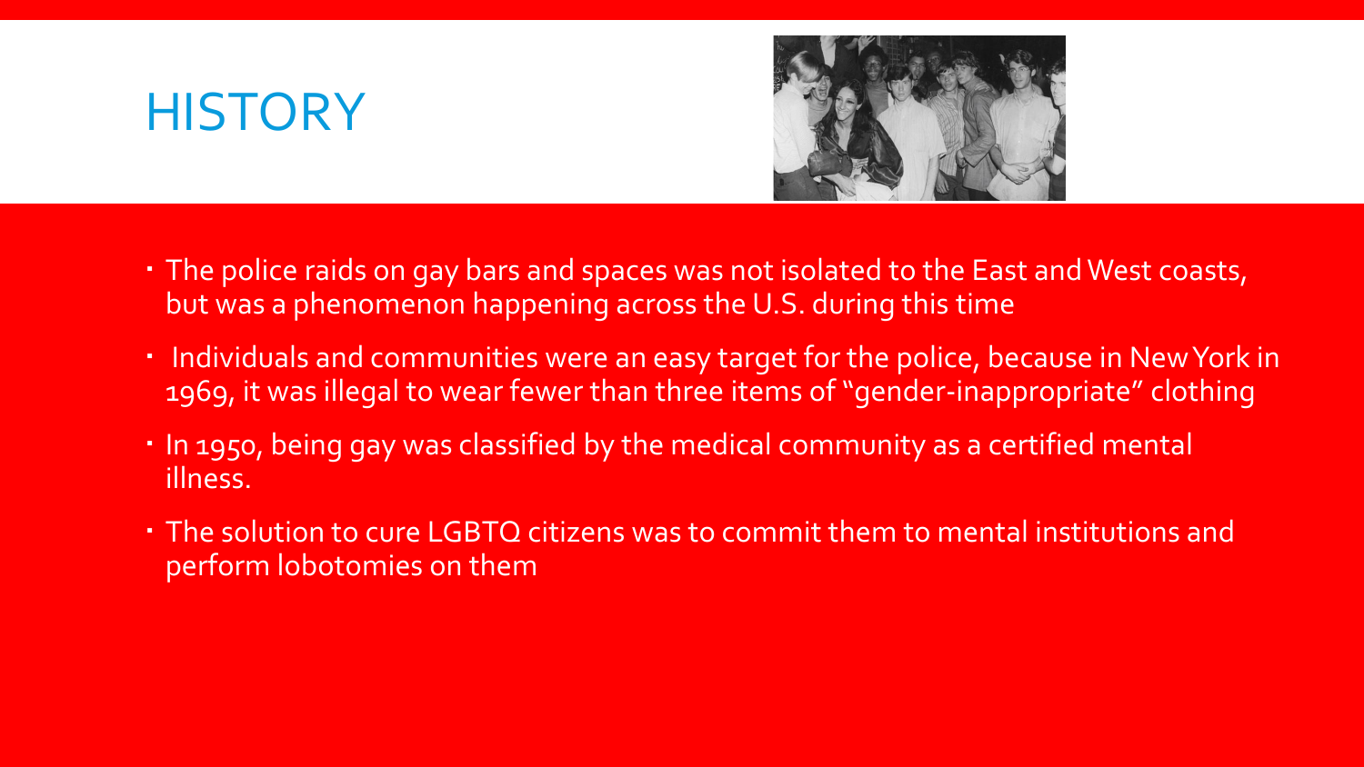# HISTORY

- The police raids on gay bars and spaces was not isolated to the East and West coasts, but was a phenomenon happening across the U.S. during this time
- Individuals and communities were an easy target for the police, because in New York in 1969, it was illegal to wear fewer than three items of "gender-inappropriate" clothing
- In 1950, being gay was classified by the medical community as a certified mental illness.
- The solution to cure LGBTQ citizens was to commit them to mental institutions and perform lobotomies on them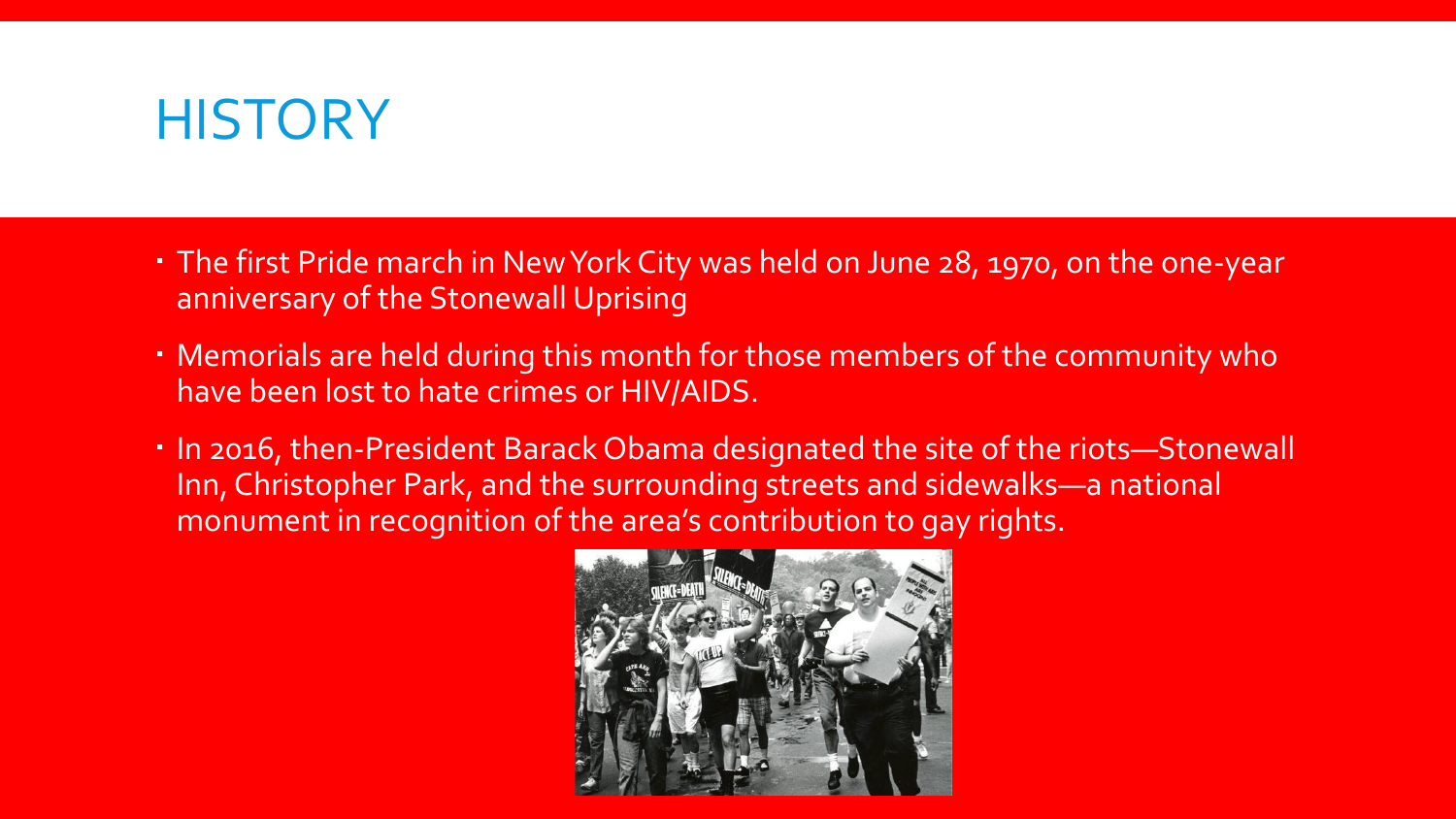# HISTORY

- The first Pride march in New York City was held on June 28, 1970, on the one-year anniversary of the Stonewall Uprising
- Memorials are held during this month for those members of the community who have been lost to hate crimes or HIV/AIDS.
- In 2016, then-President Barack Obama designated the site of the riots—Stonewall Inn, Christopher Park, and the surrounding streets and sidewalks—a national monument in recognition of the area's contribution to gay rights.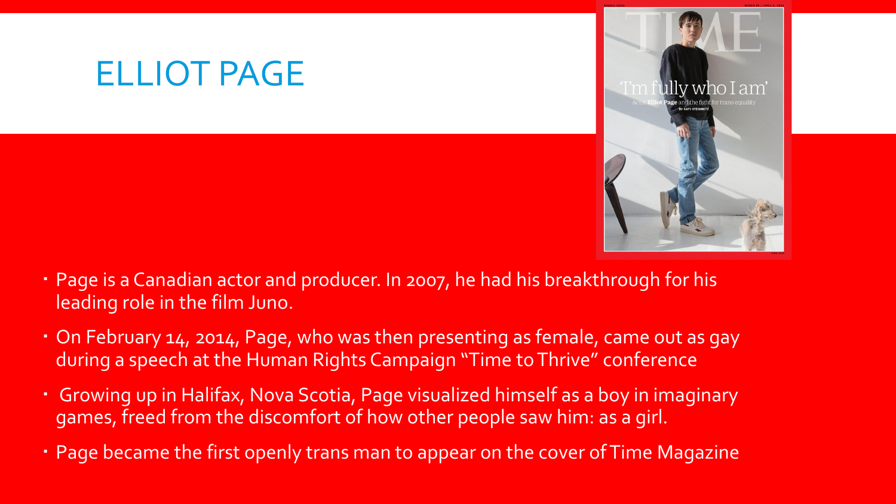# ELLIOT PAGE

- Page is a Canadian actor and producer. In 2007, he had his breakthrough for his leading role in the film Juno.
- On February 14, 2014, Page, who was then presenting as female, came out as gay during a speech at the Human Rights Campaign "Time to Thrive" conference
- Growing up in Halifax, Nova Scotia, Page visualized himself as a boy in imaginary games, freed from the discomfort of how other people saw him: as a girl.
- Page became the first openly trans man to appear on the cover of Time Magazine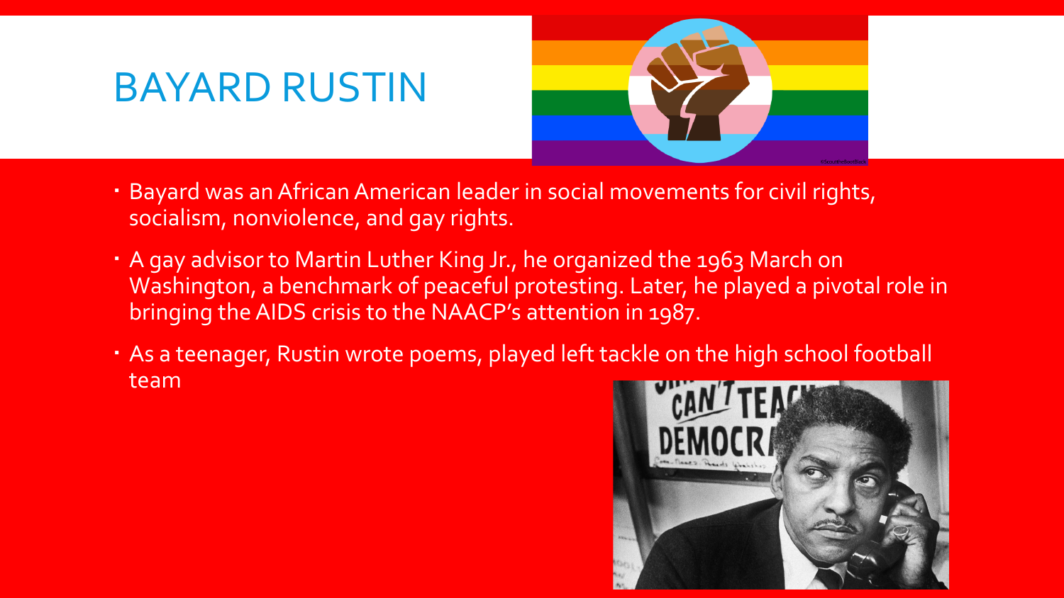# BAYARD RUSTIN

- Bayard was an African American leader in social movements for civil rights, socialism, nonviolence, and gay rights.
- A gay advisor to Martin Luther King Jr., he organized the 1963 March on Washington, a benchmark of peaceful protesting. Later, he played a pivotal role in bringing the AIDS crisis to the NAACP's attention in 1987.
- As a teenager, Rustin wrote poems, played left tackle on the high school football team